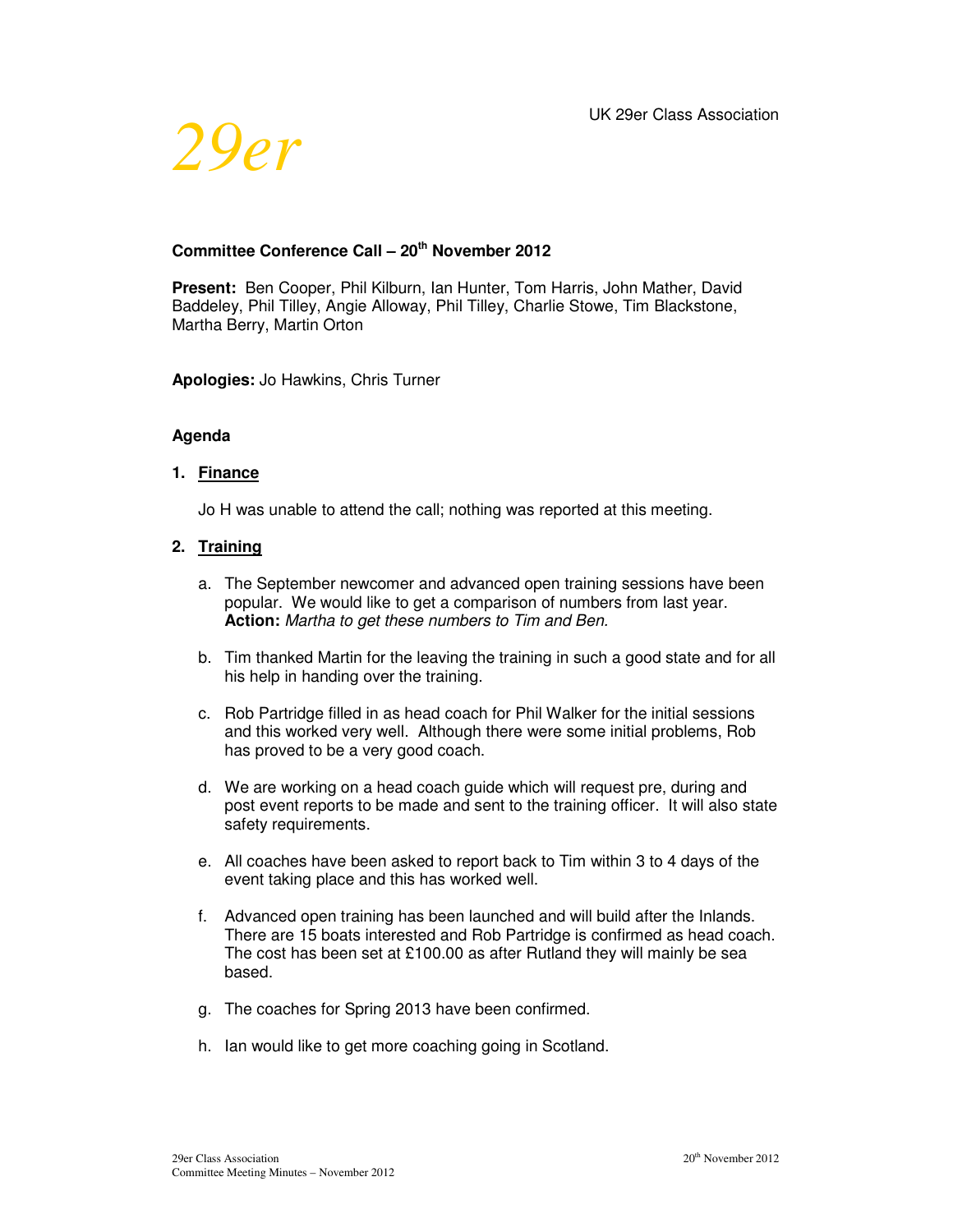UK 29er Class Association

*29er*

**Committee Conference Call – 20th November 2012**

**Present:** Ben Cooper, Phil Kilburn, Ian Hunter, Tom Harris, John Mather, David Baddeley, Phil Tilley, Angie Alloway, Phil Tilley, Charlie Stowe, Tim Blackstone, Martha Berry, Martin Orton

**Apologies:** Jo Hawkins, Chris Turner

**Agenda**

1. **Finance**

   Jo H was unable to attend the call; nothing was reported at this meeting.

2. **Training**

   a. The September newcomer and advanced open training sessions have been popular. We would like to get a comparison of numbers from last year. **Action:** *Martha to get these numbers to Tim and Ben.*

   b. Tim thanked Martin for the leaving the training in such a good state and for all his help in handing over the training.

   c. Rob Partridge filled in as head coach for Phil Walker for the initial sessions and this worked very well. Although there were some initial problems, Rob has proved to be a very good coach.

   d. We are working on a head coach guide which will request pre, during and post event reports to be made and sent to the training officer. It will also state safety requirements.

   e. All coaches have been asked to report back to Tim within 3 to 4 days of the event taking place and this has worked well.

   f. Advanced open training has been launched and will build after the Inlands. There are 15 boats interested and Rob Partridge is confirmed as head coach. The cost has been set at £100.00 as after Rutland they will mainly be sea based.

   g. The coaches for Spring 2013 have been confirmed.

   h. Ian would like to get more coaching going in Scotland.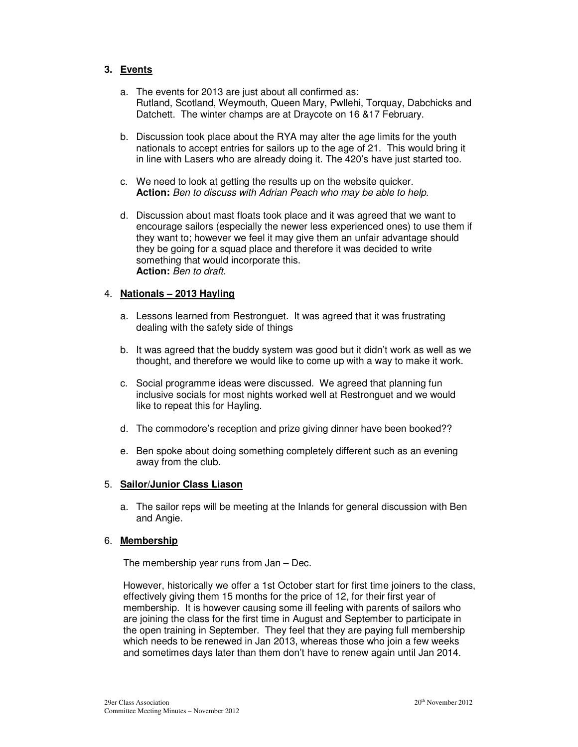## 3. Events

a. The events for 2013 are just about all confirmed as:
   Rutland, Scotland, Weymouth, Queen Mary, Pwllehi, Torquay, Dabchicks and Datchett. The winter champs are at Draycote on 16 &17 February.

b. Discussion took place about the RYA may alter the age limits for the youth nationals to accept entries for sailors up to the age of 21. This would bring it in line with Lasers who are already doing it. The 420's have just started too.

c. We need to look at getting the results up on the website quicker.
   **Action:** *Ben to discuss with Adrian Peach who may be able to help.*

d. Discussion about mast floats took place and it was agreed that we want to encourage sailors (especially the newer less experienced ones) to use them if they want to; however we feel it may give them an unfair advantage should they be going for a squad place and therefore it was decided to write something that would incorporate this.
   **Action:** *Ben to draft*.

## 4. Nationals – 2013 Hayling

a. Lessons learned from Restronguet. It was agreed that it was frustrating dealing with the safety side of things

b. It was agreed that the buddy system was good but it didn't work as well as we thought, and therefore we would like to come up with a way to make it work.

c. Social programme ideas were discussed. We agreed that planning fun inclusive socials for most nights worked well at Restronguet and we would like to repeat this for Hayling.

d. The commodore's reception and prize giving dinner have been booked??

e. Ben spoke about doing something completely different such as an evening away from the club.

## 5. Sailor/Junior Class Liason

a. The sailor reps will be meeting at the Inlands for general discussion with Ben and Angie.

## 6. Membership

The membership year runs from Jan – Dec.

However, historically we offer a 1st October start for first time joiners to the class, effectively giving them 15 months for the price of 12, for their first year of membership. It is however causing some ill feeling with parents of sailors who are joining the class for the first time in August and September to participate in the open training in September. They feel that they are paying full membership which needs to be renewed in Jan 2013, whereas those who join a few weeks and sometimes days later than them don't have to renew again until Jan 2014.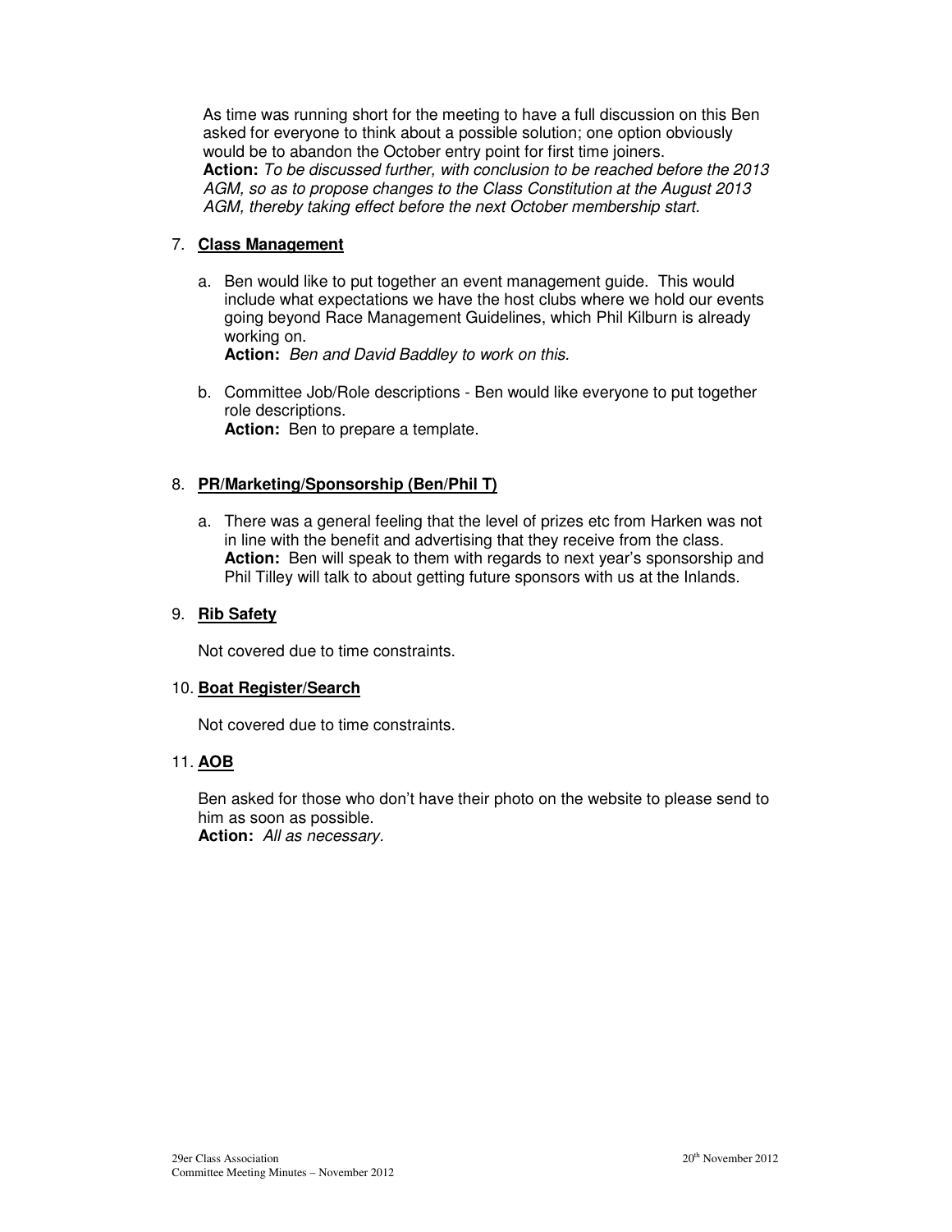As time was running short for the meeting to have a full discussion on this Ben asked for everyone to think about a possible solution; one option obviously would be to abandon the October entry point for first time joiners.
**Action:** *To be discussed further, with conclusion to be reached before the 2013 AGM, so as to propose changes to the Class Constitution at the August 2013 AGM, thereby taking effect before the next October membership start.*

7. **Class Management**

   a. Ben would like to put together an event management guide. This would include what expectations we have the host clubs where we hold our events going beyond Race Management Guidelines, which Phil Kilburn is already working on.
   **Action:** *Ben and David Baddley to work on this.*

   b. Committee Job/Role descriptions - Ben would like everyone to put together role descriptions.
   **Action:** Ben to prepare a template.

8. **PR/Marketing/Sponsorship (Ben/Phil T)**

   a. There was a general feeling that the level of prizes etc from Harken was not in line with the benefit and advertising that they receive from the class.
   **Action:** Ben will speak to them with regards to next year's sponsorship and Phil Tilley will talk to about getting future sponsors with us at the Inlands.

9. **Rib Safety**

   Not covered due to time constraints.

10. **Boat Register/Search**

    Not covered due to time constraints.

11. **AOB**

    Ben asked for those who don't have their photo on the website to please send to him as soon as possible.
    **Action:** *All as necessary.*